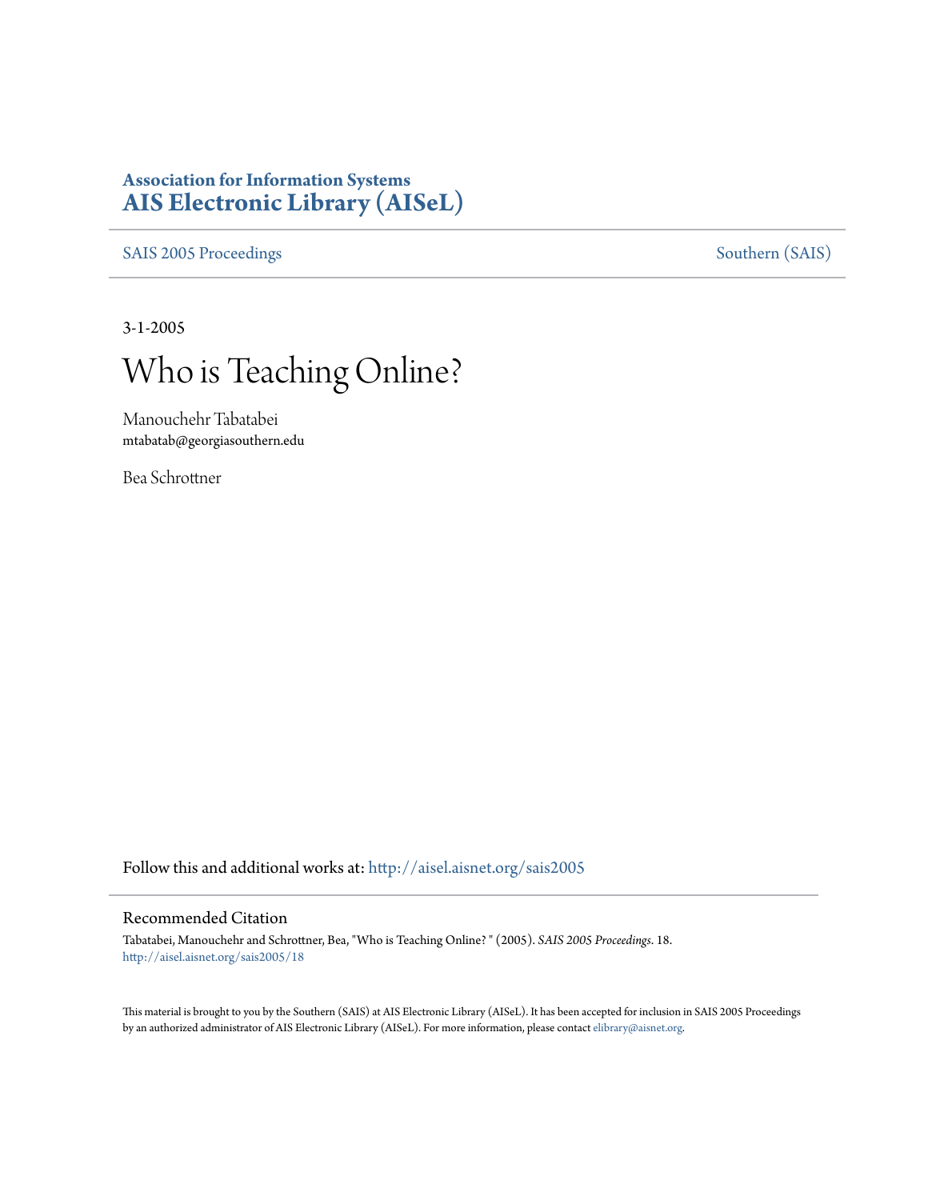**Association for Information Systems**
**AIS Electronic Library (AISeL)**

SAIS 2005 Proceedings | Southern (SAIS)

3-1-2005

# Who is Teaching Online?

Manouchehr Tabatabei
mtabatab@georgiasouthern.edu

Bea Schrottner

Follow this and additional works at: http://aisel.aisnet.org/sais2005

## Recommended Citation

Tabatabei, Manouchehr and Schrottner, Bea, "Who is Teaching Online? " (2005). *SAIS 2005 Proceedings*. 18.
http://aisel.aisnet.org/sais2005/18

This material is brought to you by the Southern (SAIS) at AIS Electronic Library (AISeL). It has been accepted for inclusion in SAIS 2005 Proceedings by an authorized administrator of AIS Electronic Library (AISeL). For more information, please contact elibrary@aisnet.org.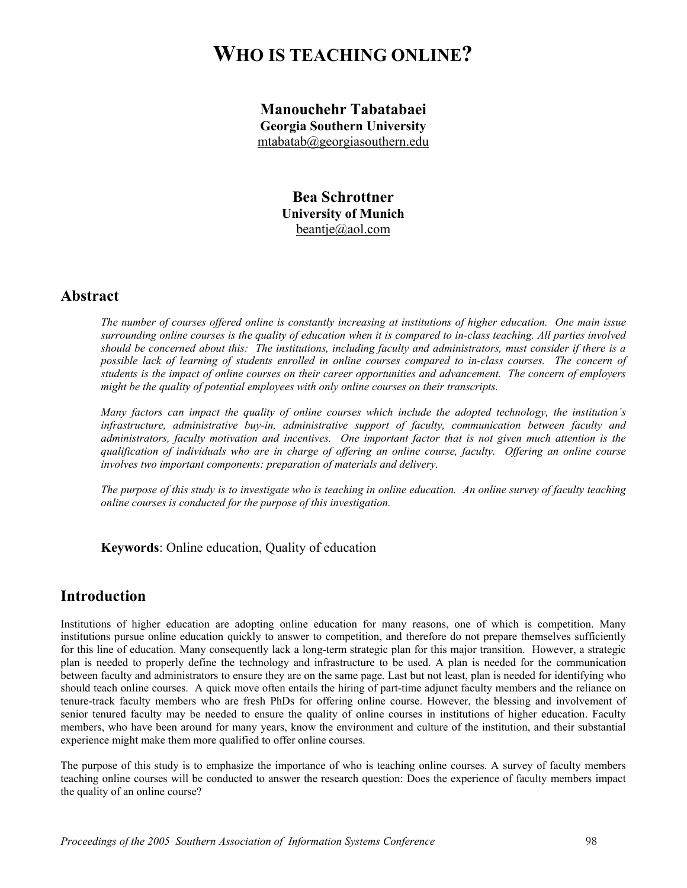# WHO IS TEACHING ONLINE?

**Manouchehr Tabatabaei**
**Georgia Southern University**
mtabatab@georgiasouthern.edu

**Bea Schrottner**
**University of Munich**
beantje@aol.com

## Abstract

*The number of courses offered online is constantly increasing at institutions of higher education. One main issue surrounding online courses is the quality of education when it is compared to in-class teaching. All parties involved should be concerned about this: The institutions, including faculty and administrators, must consider if there is a possible lack of learning of students enrolled in online courses compared to in-class courses. The concern of students is the impact of online courses on their career opportunities and advancement. The concern of employers might be the quality of potential employees with only online courses on their transcripts.*

*Many factors can impact the quality of online courses which include the adopted technology, the institution's infrastructure, administrative buy-in, administrative support of faculty, communication between faculty and administrators, faculty motivation and incentives. One important factor that is not given much attention is the qualification of individuals who are in charge of offering an online course, faculty. Offering an online course involves two important components: preparation of materials and delivery.*

*The purpose of this study is to investigate who is teaching in online education. An online survey of faculty teaching online courses is conducted for the purpose of this investigation.*

**Keywords**: Online education, Quality of education

## Introduction

Institutions of higher education are adopting online education for many reasons, one of which is competition. Many institutions pursue online education quickly to answer to competition, and therefore do not prepare themselves sufficiently for this line of education. Many consequently lack a long-term strategic plan for this major transition. However, a strategic plan is needed to properly define the technology and infrastructure to be used. A plan is needed for the communication between faculty and administrators to ensure they are on the same page. Last but not least, plan is needed for identifying who should teach online courses. A quick move often entails the hiring of part-time adjunct faculty members and the reliance on tenure-track faculty members who are fresh PhDs for offering online course. However, the blessing and involvement of senior tenured faculty may be needed to ensure the quality of online courses in institutions of higher education. Faculty members, who have been around for many years, know the environment and culture of the institution, and their substantial experience might make them more qualified to offer online courses.

The purpose of this study is to emphasize the importance of who is teaching online courses. A survey of faculty members teaching online courses will be conducted to answer the research question: Does the experience of faculty members impact the quality of an online course?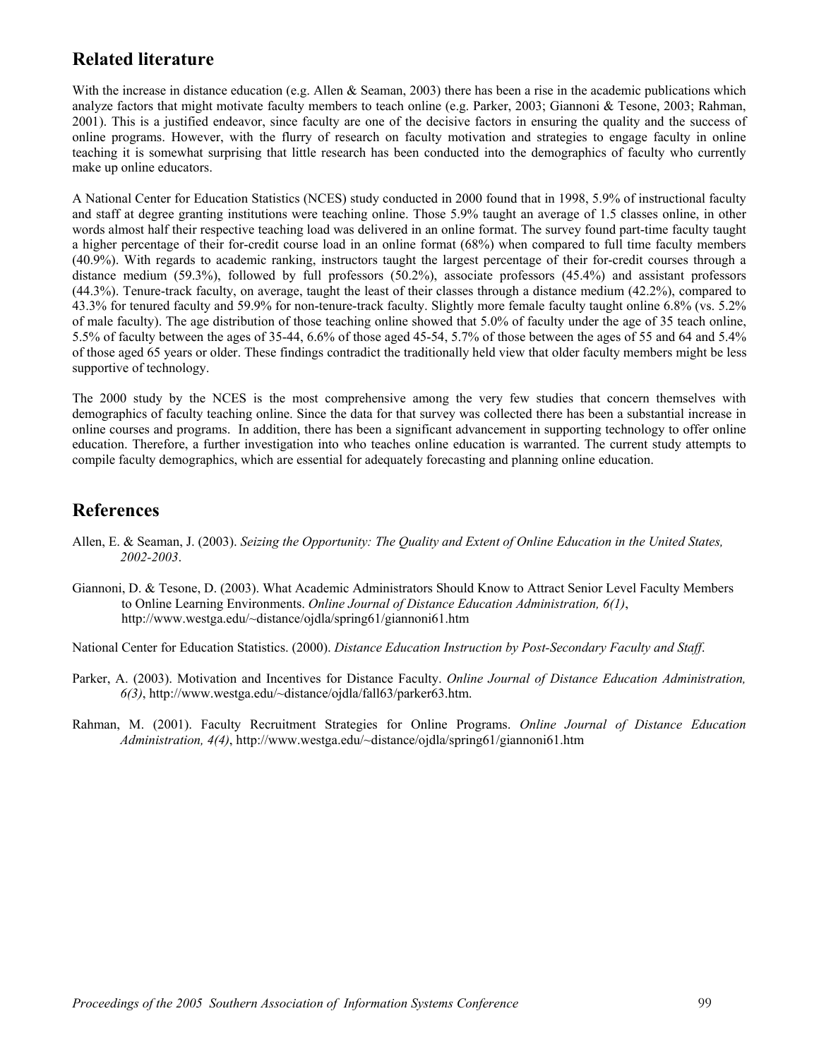## Related literature

With the increase in distance education (e.g. Allen & Seaman, 2003) there has been a rise in the academic publications which analyze factors that might motivate faculty members to teach online (e.g. Parker, 2003; Giannoni & Tesone, 2003; Rahman, 2001). This is a justified endeavor, since faculty are one of the decisive factors in ensuring the quality and the success of online programs. However, with the flurry of research on faculty motivation and strategies to engage faculty in online teaching it is somewhat surprising that little research has been conducted into the demographics of faculty who currently make up online educators.

A National Center for Education Statistics (NCES) study conducted in 2000 found that in 1998, 5.9% of instructional faculty and staff at degree granting institutions were teaching online. Those 5.9% taught an average of 1.5 classes online, in other words almost half their respective teaching load was delivered in an online format. The survey found part-time faculty taught a higher percentage of their for-credit course load in an online format (68%) when compared to full time faculty members (40.9%). With regards to academic ranking, instructors taught the largest percentage of their for-credit courses through a distance medium (59.3%), followed by full professors (50.2%), associate professors (45.4%) and assistant professors (44.3%). Tenure-track faculty, on average, taught the least of their classes through a distance medium (42.2%), compared to 43.3% for tenured faculty and 59.9% for non-tenure-track faculty. Slightly more female faculty taught online 6.8% (vs. 5.2% of male faculty). The age distribution of those teaching online showed that 5.0% of faculty under the age of 35 teach online, 5.5% of faculty between the ages of 35-44, 6.6% of those aged 45-54, 5.7% of those between the ages of 55 and 64 and 5.4% of those aged 65 years or older. These findings contradict the traditionally held view that older faculty members might be less supportive of technology.

The 2000 study by the NCES is the most comprehensive among the very few studies that concern themselves with demographics of faculty teaching online. Since the data for that survey was collected there has been a substantial increase in online courses and programs. In addition, there has been a significant advancement in supporting technology to offer online education. Therefore, a further investigation into who teaches online education is warranted. The current study attempts to compile faculty demographics, which are essential for adequately forecasting and planning online education.

## References

Allen, E. & Seaman, J. (2003). *Seizing the Opportunity: The Quality and Extent of Online Education in the United States, 2002-2003*.

Giannoni, D. & Tesone, D. (2003). What Academic Administrators Should Know to Attract Senior Level Faculty Members to Online Learning Environments. *Online Journal of Distance Education Administration, 6(1)*, http://www.westga.edu/~distance/ojdla/spring61/giannoni61.htm

National Center for Education Statistics. (2000). *Distance Education Instruction by Post-Secondary Faculty and Staff*.

Parker, A. (2003). Motivation and Incentives for Distance Faculty. *Online Journal of Distance Education Administration, 6(3)*, http://www.westga.edu/~distance/ojdla/fall63/parker63.htm.

Rahman, M. (2001). Faculty Recruitment Strategies for Online Programs. *Online Journal of Distance Education Administration, 4(4)*, http://www.westga.edu/~distance/ojdla/spring61/giannoni61.htm